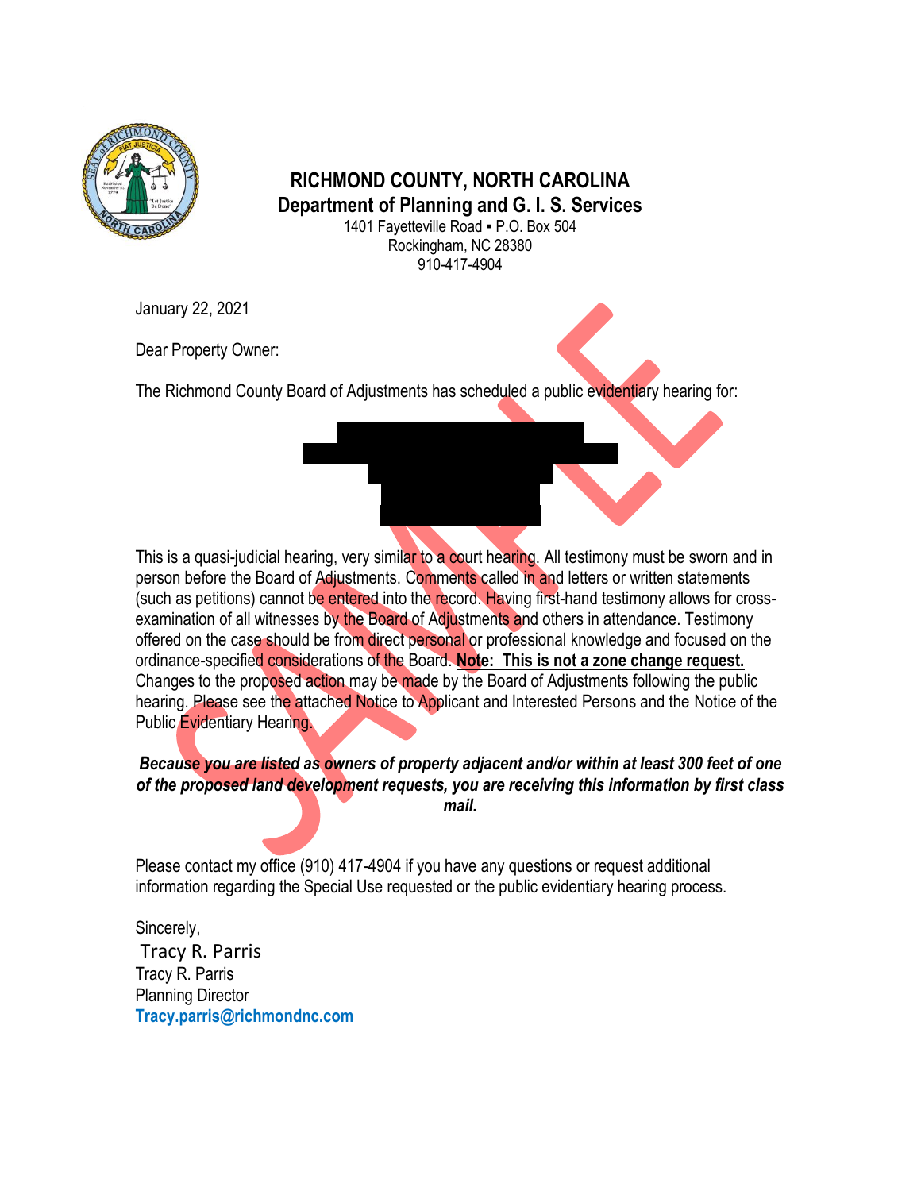# RICHMOND COUNTY, NORTH CAROLINA

## Department of Planning and G. I. S. Services

1401 Fayetteville Road ▪ P.O. Box 504
Rockingham, NC 28380
910-417-4904

~~January 22, 2021~~

Dear Property Owner:

The Richmond County Board of Adjustments has scheduled a public evidentiary hearing for:

This is a quasi-judicial hearing, very similar to a court hearing. All testimony must be sworn and in person before the Board of Adjustments. Comments called in and letters or written statements (such as petitions) cannot be entered into the record. Having first-hand testimony allows for cross-examination of all witnesses by the Board of Adjustments and others in attendance. Testimony offered on the case should be from direct personal or professional knowledge and focused on the ordinance-specified considerations of the Board. **Note: This is not a zone change request.** Changes to the proposed action may be made by the Board of Adjustments following the public hearing. Please see the attached Notice to Applicant and Interested Persons and the Notice of the Public Evidentiary Hearing.

***Because you are listed as owners of property adjacent and/or within at least 300 feet of one of the proposed land development requests, you are receiving this information by first class mail.***

Please contact my office (910) 417-4904 if you have any questions or request additional information regarding the Special Use requested or the public evidentiary hearing process.

Sincerely,

Tracy R. Parris

Tracy R. Parris
Planning Director
Tracy.parris@richmondnc.com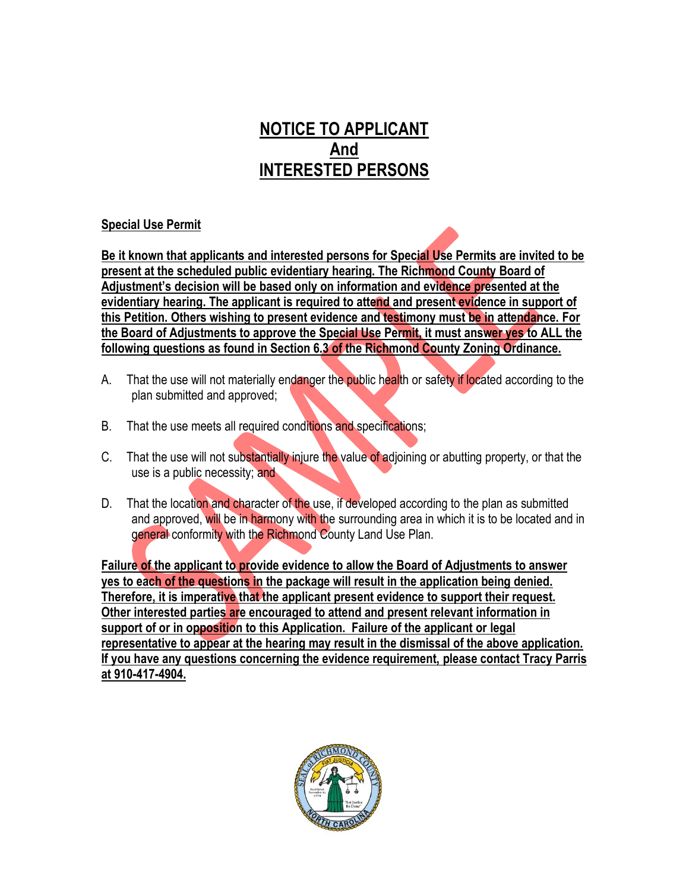# NOTICE TO APPLICANT
# And
# INTERESTED PERSONS

**Special Use Permit**

**Be it known that applicants and interested persons for Special Use Permits are invited to be present at the scheduled public evidentiary hearing. The Richmond County Board of Adjustment's decision will be based only on information and evidence presented at the evidentiary hearing. The applicant is required to attend and present evidence in support of this Petition. Others wishing to present evidence and testimony must be in attendance. For the Board of Adjustments to approve the Special Use Permit, it must answer yes to ALL the following questions as found in Section 6.3 of the Richmond County Zoning Ordinance.**

A. That the use will not materially endanger the public health or safety if located according to the plan submitted and approved;

B. That the use meets all required conditions and specifications;

C. That the use will not substantially injure the value of adjoining or abutting property, or that the use is a public necessity; and

D. That the location and character of the use, if developed according to the plan as submitted and approved, will be in harmony with the surrounding area in which it is to be located and in general conformity with the Richmond County Land Use Plan.

**Failure of the applicant to provide evidence to allow the Board of Adjustments to answer yes to each of the questions in the package will result in the application being denied. Therefore, it is imperative that the applicant present evidence to support their request. Other interested parties are encouraged to attend and present relevant information in support of or in opposition to this Application. Failure of the applicant or legal representative to appear at the hearing may result in the dismissal of the above application. If you have any questions concerning the evidence requirement, please contact Tracy Parris at 910-417-4904.**